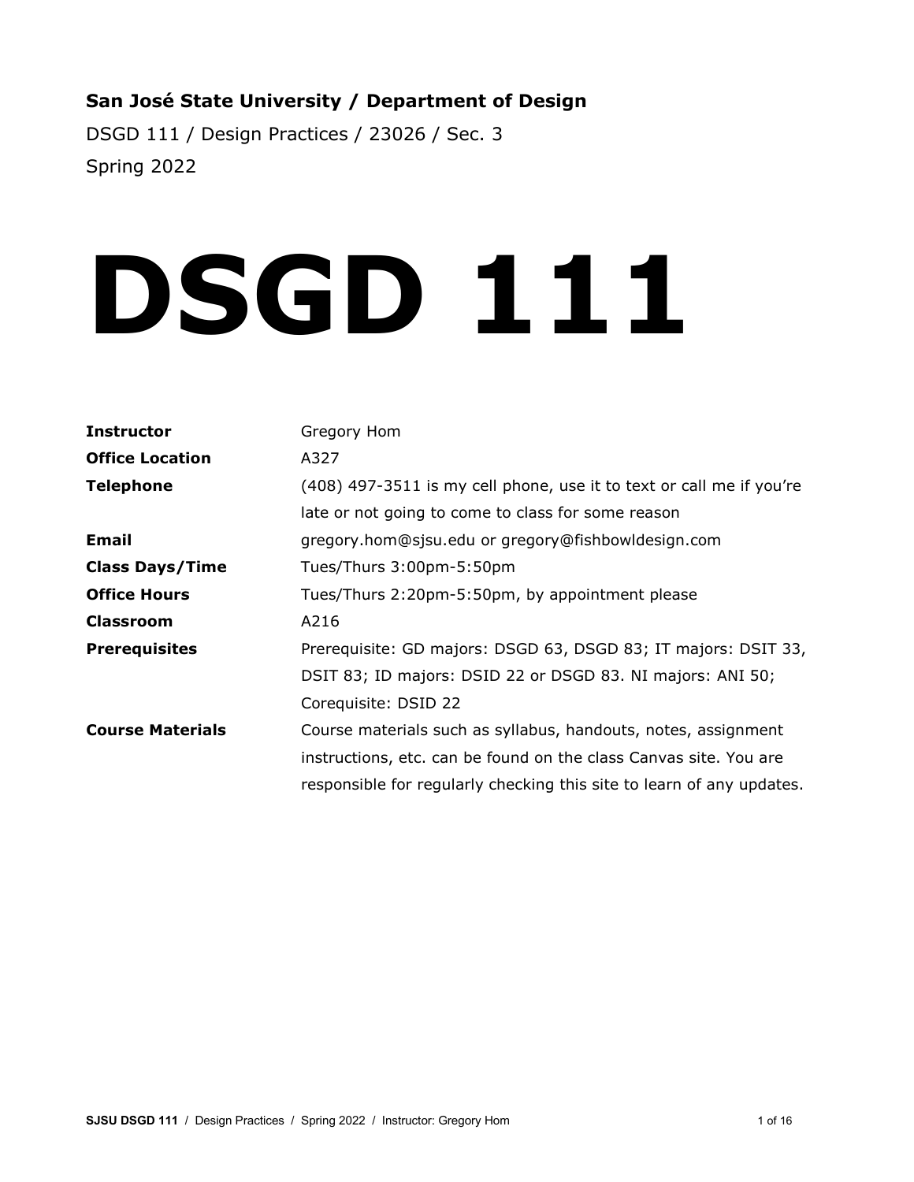**San José State University / Department of Design**

DSGD 111 / Design Practices / 23026 / Sec. 3

Spring 2022

# DSGD 111

| | |
|---|---|
| **Instructor** | Gregory Hom |
| **Office Location** | A327 |
| **Telephone** | (408) 497-3511 is my cell phone, use it to text or call me if you're late or not going to come to class for some reason |
| **Email** | gregory.hom@sjsu.edu or gregory@fishbowldesign.com |
| **Class Days/Time** | Tues/Thurs 3:00pm-5:50pm |
| **Office Hours** | Tues/Thurs 2:20pm-5:50pm, by appointment please |
| **Classroom** | A216 |
| **Prerequisites** | Prerequisite: GD majors: DSGD 63, DSGD 83; IT majors: DSIT 33, DSIT 83; ID majors: DSID 22 or DSGD 83. NI majors: ANI 50; Corequisite: DSID 22 |
| **Course Materials** | Course materials such as syllabus, handouts, notes, assignment instructions, etc. can be found on the class Canvas site. You are responsible for regularly checking this site to learn of any updates. |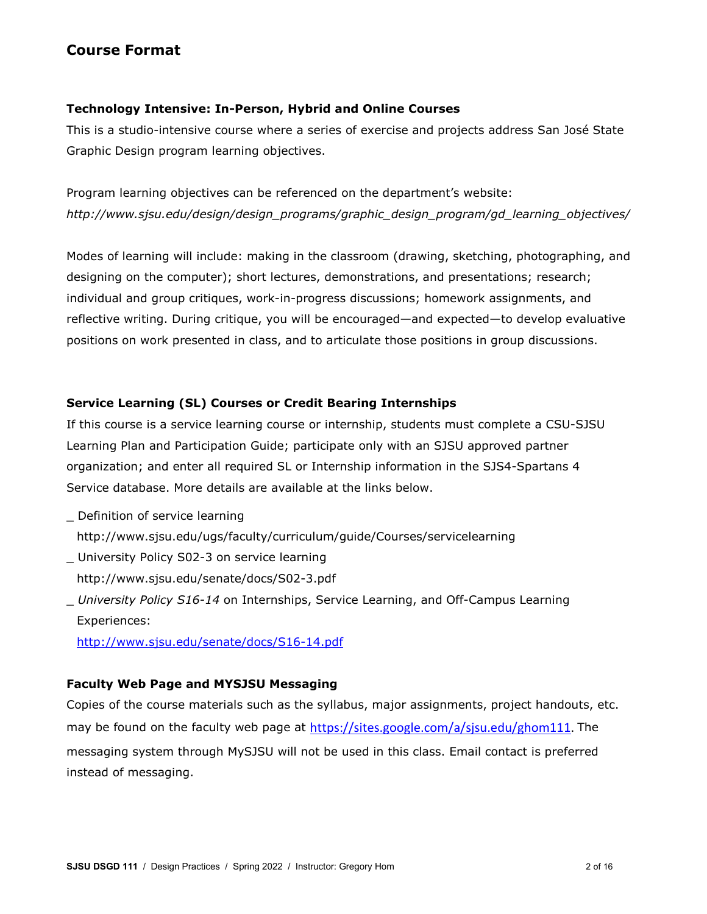## Course Format

### Technology Intensive: In-Person, Hybrid and Online Courses

This is a studio-intensive course where a series of exercise and projects address San José State Graphic Design program learning objectives.

Program learning objectives can be referenced on the department's website:
*http://www.sjsu.edu/design/design_programs/graphic_design_program/gd_learning_objectives/*

Modes of learning will include: making in the classroom (drawing, sketching, photographing, and designing on the computer); short lectures, demonstrations, and presentations; research; individual and group critiques, work-in-progress discussions; homework assignments, and reflective writing. During critique, you will be encouraged—and expected—to develop evaluative positions on work presented in class, and to articulate those positions in group discussions.

### Service Learning (SL) Courses or Credit Bearing Internships

If this course is a service learning course or internship, students must complete a CSU-SJSU Learning Plan and Participation Guide; participate only with an SJSU approved partner organization; and enter all required SL or Internship information in the SJS4-Spartans 4 Service database. More details are available at the links below.

- Definition of service learning
  http://www.sjsu.edu/ugs/faculty/curriculum/guide/Courses/servicelearning
- University Policy S02-3 on service learning
  http://www.sjsu.edu/senate/docs/S02-3.pdf
- *University Policy S16-14* on Internships, Service Learning, and Off-Campus Learning Experiences:
  http://www.sjsu.edu/senate/docs/S16-14.pdf

### Faculty Web Page and MYSJSU Messaging

Copies of the course materials such as the syllabus, major assignments, project handouts, etc. may be found on the faculty web page at https://sites.google.com/a/sjsu.edu/ghom111. The messaging system through MySJSU will not be used in this class. Email contact is preferred instead of messaging.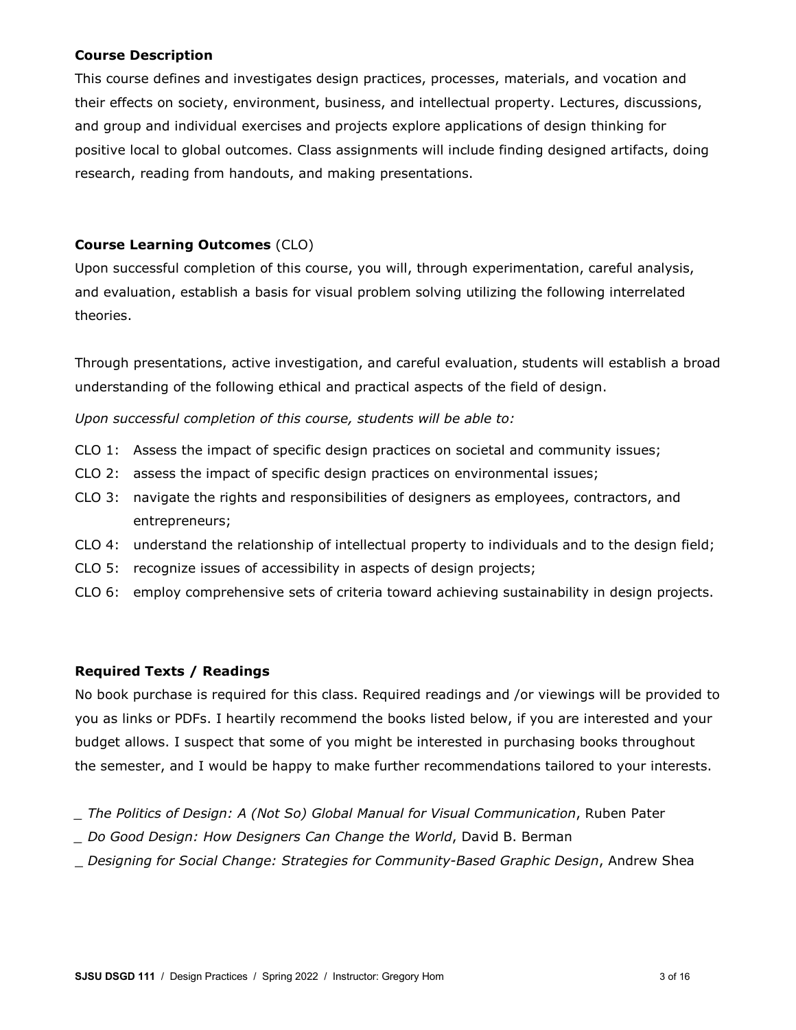### Course Description

This course defines and investigates design practices, processes, materials, and vocation and their effects on society, environment, business, and intellectual property. Lectures, discussions, and group and individual exercises and projects explore applications of design thinking for positive local to global outcomes. Class assignments will include finding designed artifacts, doing research, reading from handouts, and making presentations.

### Course Learning Outcomes (CLO)

Upon successful completion of this course, you will, through experimentation, careful analysis, and evaluation, establish a basis for visual problem solving utilizing the following interrelated theories.

Through presentations, active investigation, and careful evaluation, students will establish a broad understanding of the following ethical and practical aspects of the field of design.

*Upon successful completion of this course, students will be able to:*

- CLO 1: Assess the impact of specific design practices on societal and community issues;
- CLO 2: assess the impact of specific design practices on environmental issues;
- CLO 3: navigate the rights and responsibilities of designers as employees, contractors, and entrepreneurs;
- CLO 4: understand the relationship of intellectual property to individuals and to the design field;
- CLO 5: recognize issues of accessibility in aspects of design projects;
- CLO 6: employ comprehensive sets of criteria toward achieving sustainability in design projects.

### Required Texts / Readings

No book purchase is required for this class. Required readings and /or viewings will be provided to you as links or PDFs. I heartily recommend the books listed below, if you are interested and your budget allows. I suspect that some of you might be interested in purchasing books throughout the semester, and I would be happy to make further recommendations tailored to your interests.

_ *The Politics of Design: A (Not So) Global Manual for Visual Communication*, Ruben Pater

_ *Do Good Design: How Designers Can Change the World*, David B. Berman

_ *Designing for Social Change: Strategies for Community-Based Graphic Design*, Andrew Shea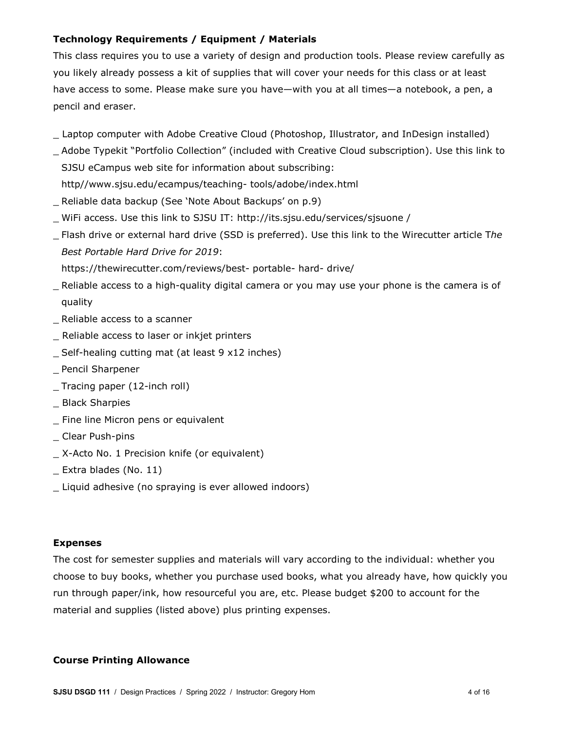### Technology Requirements / Equipment / Materials

This class requires you to use a variety of design and production tools. Please review carefully as you likely already possess a kit of supplies that will cover your needs for this class or at least have access to some. Please make sure you have—with you at all times—a notebook, a pen, a pencil and eraser.

_ Laptop computer with Adobe Creative Cloud (Photoshop, Illustrator, and InDesign installed)
_ Adobe Typekit "Portfolio Collection" (included with Creative Cloud subscription). Use this link to SJSU eCampus web site for information about subscribing: http//www.sjsu.edu/ecampus/teaching- tools/adobe/index.html
_ Reliable data backup (See 'Note About Backups' on p.9)
_ WiFi access. Use this link to SJSU IT: http://its.sjsu.edu/services/sjsuone /
_ Flash drive or external hard drive (SSD is preferred). Use this link to the Wirecutter article T*he Best Portable Hard Drive for 2019*: https://thewirecutter.com/reviews/best- portable- hard- drive/
_ Reliable access to a high-quality digital camera or you may use your phone is the camera is of quality
_ Reliable access to a scanner
_ Reliable access to laser or inkjet printers
_ Self-healing cutting mat (at least 9 x12 inches)
_ Pencil Sharpener
_ Tracing paper (12-inch roll)
_ Black Sharpies
_ Fine line Micron pens or equivalent
_ Clear Push-pins
_ X-Acto No. 1 Precision knife (or equivalent)
_ Extra blades (No. 11)
_ Liquid adhesive (no spraying is ever allowed indoors)

### Expenses

The cost for semester supplies and materials will vary according to the individual: whether you choose to buy books, whether you purchase used books, what you already have, how quickly you run through paper/ink, how resourceful you are, etc. Please budget $200 to account for the material and supplies (listed above) plus printing expenses.

### Course Printing Allowance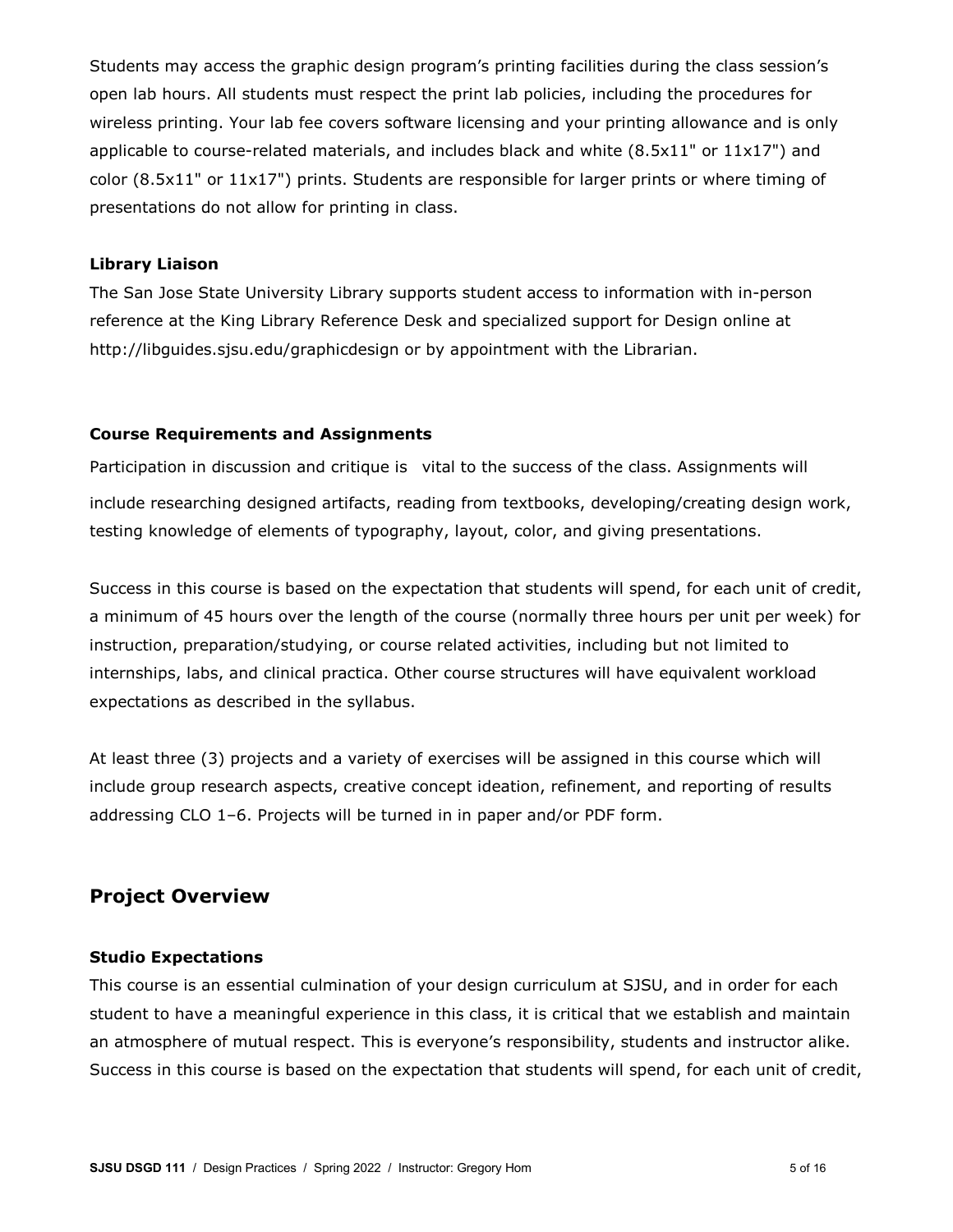Students may access the graphic design program's printing facilities during the class session's open lab hours. All students must respect the print lab policies, including the procedures for wireless printing. Your lab fee covers software licensing and your printing allowance and is only applicable to course-related materials, and includes black and white (8.5x11" or 11x17") and color (8.5x11" or 11x17") prints. Students are responsible for larger prints or where timing of presentations do not allow for printing in class.

### Library Liaison

The San Jose State University Library supports student access to information with in-person reference at the King Library Reference Desk and specialized support for Design online at http://libguides.sjsu.edu/graphicdesign or by appointment with the Librarian.

### Course Requirements and Assignments

Participation in discussion and critique is vital to the success of the class. Assignments will include researching designed artifacts, reading from textbooks, developing/creating design work, testing knowledge of elements of typography, layout, color, and giving presentations.

Success in this course is based on the expectation that students will spend, for each unit of credit, a minimum of 45 hours over the length of the course (normally three hours per unit per week) for instruction, preparation/studying, or course related activities, including but not limited to internships, labs, and clinical practica. Other course structures will have equivalent workload expectations as described in the syllabus.

At least three (3) projects and a variety of exercises will be assigned in this course which will include group research aspects, creative concept ideation, refinement, and reporting of results addressing CLO 1–6. Projects will be turned in in paper and/or PDF form.

## Project Overview

### Studio Expectations

This course is an essential culmination of your design curriculum at SJSU, and in order for each student to have a meaningful experience in this class, it is critical that we establish and maintain an atmosphere of mutual respect. This is everyone's responsibility, students and instructor alike. Success in this course is based on the expectation that students will spend, for each unit of credit,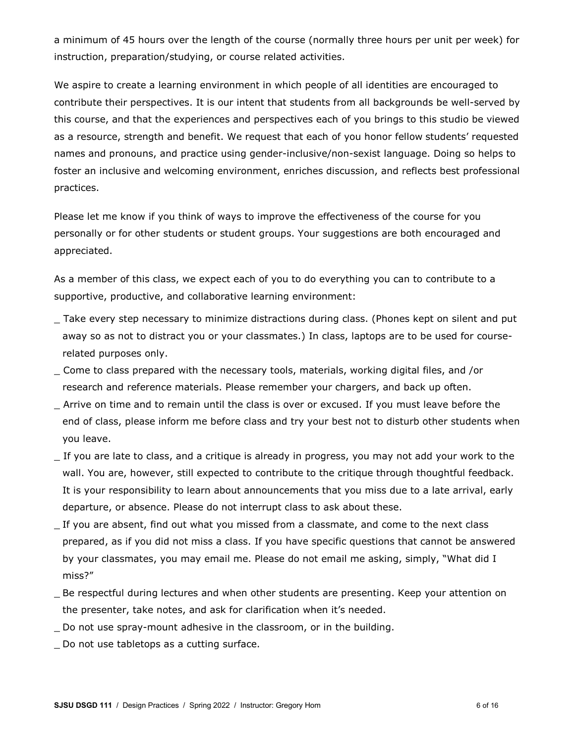a minimum of 45 hours over the length of the course (normally three hours per unit per week) for instruction, preparation/studying, or course related activities.

We aspire to create a learning environment in which people of all identities are encouraged to contribute their perspectives. It is our intent that students from all backgrounds be well-served by this course, and that the experiences and perspectives each of you brings to this studio be viewed as a resource, strength and benefit. We request that each of you honor fellow students' requested names and pronouns, and practice using gender-inclusive/non-sexist language. Doing so helps to foster an inclusive and welcoming environment, enriches discussion, and reflects best professional practices.

Please let me know if you think of ways to improve the effectiveness of the course for you personally or for other students or student groups. Your suggestions are both encouraged and appreciated.

As a member of this class, we expect each of you to do everything you can to contribute to a supportive, productive, and collaborative learning environment:

_ Take every step necessary to minimize distractions during class. (Phones kept on silent and put away so as not to distract you or your classmates.) In class, laptops are to be used for course-related purposes only.

_ Come to class prepared with the necessary tools, materials, working digital files, and /or research and reference materials. Please remember your chargers, and back up often.

_ Arrive on time and to remain until the class is over or excused. If you must leave before the end of class, please inform me before class and try your best not to disturb other students when you leave.

_ If you are late to class, and a critique is already in progress, you may not add your work to the wall. You are, however, still expected to contribute to the critique through thoughtful feedback. It is your responsibility to learn about announcements that you miss due to a late arrival, early departure, or absence. Please do not interrupt class to ask about these.

_ If you are absent, find out what you missed from a classmate, and come to the next class prepared, as if you did not miss a class. If you have specific questions that cannot be answered by your classmates, you may email me. Please do not email me asking, simply, "What did I miss?"

_ Be respectful during lectures and when other students are presenting. Keep your attention on the presenter, take notes, and ask for clarification when it's needed.

_ Do not use spray-mount adhesive in the classroom, or in the building.

_ Do not use tabletops as a cutting surface.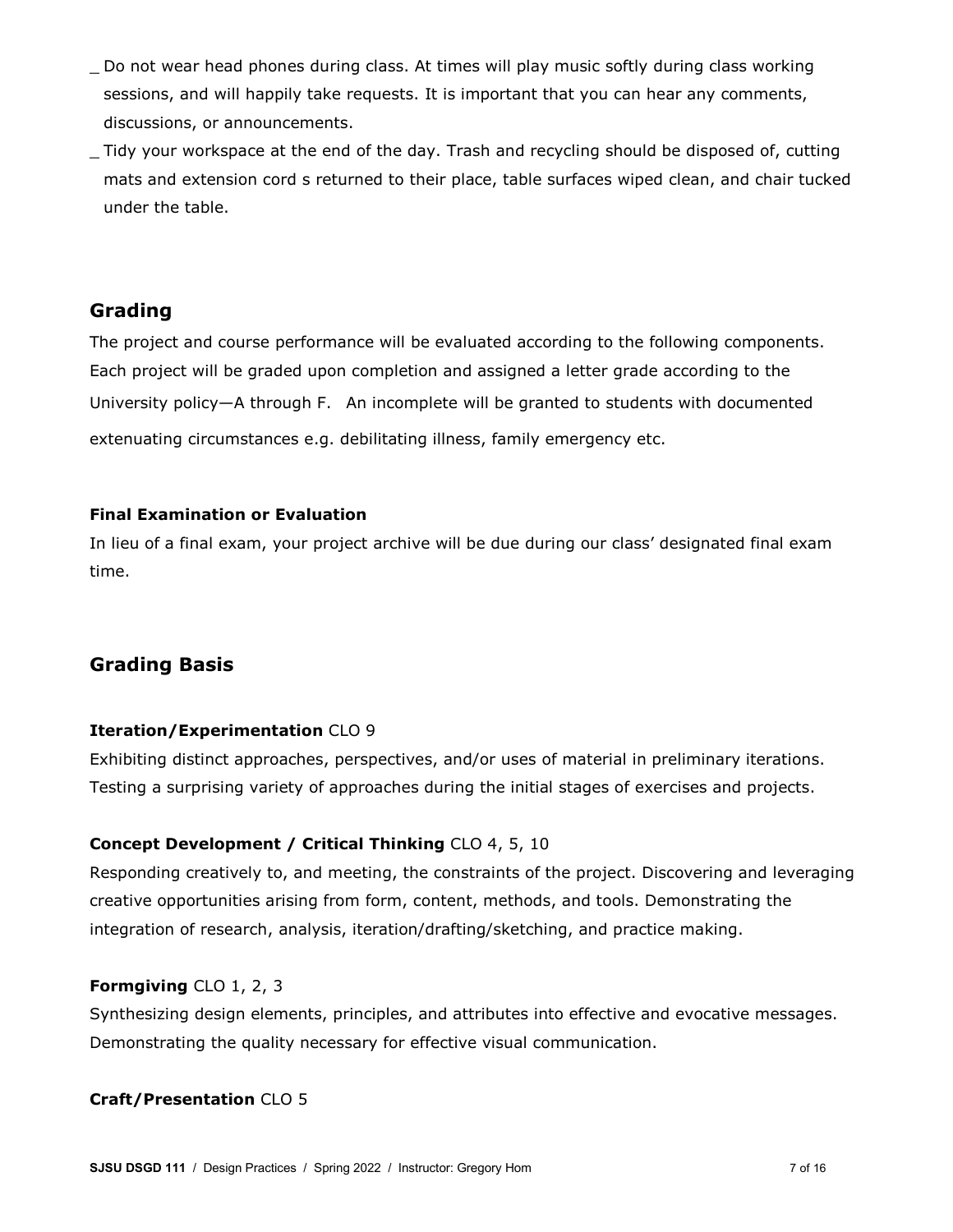_ Do not wear head phones during class. At times will play music softly during class working sessions, and will happily take requests. It is important that you can hear any comments, discussions, or announcements.

_ Tidy your workspace at the end of the day. Trash and recycling should be disposed of, cutting mats and extension cord s returned to their place, table surfaces wiped clean, and chair tucked under the table.

## Grading

The project and course performance will be evaluated according to the following components. Each project will be graded upon completion and assigned a letter grade according to the University policy—A through F. An incomplete will be granted to students with documented extenuating circumstances e.g. debilitating illness, family emergency etc.

**Final Examination or Evaluation**

In lieu of a final exam, your project archive will be due during our class' designated final exam time.

## Grading Basis

**Iteration/Experimentation** CLO 9

Exhibiting distinct approaches, perspectives, and/or uses of material in preliminary iterations. Testing a surprising variety of approaches during the initial stages of exercises and projects.

**Concept Development / Critical Thinking** CLO 4, 5, 10

Responding creatively to, and meeting, the constraints of the project. Discovering and leveraging creative opportunities arising from form, content, methods, and tools. Demonstrating the integration of research, analysis, iteration/drafting/sketching, and practice making.

**Formgiving** CLO 1, 2, 3

Synthesizing design elements, principles, and attributes into effective and evocative messages. Demonstrating the quality necessary for effective visual communication.

**Craft/Presentation** CLO 5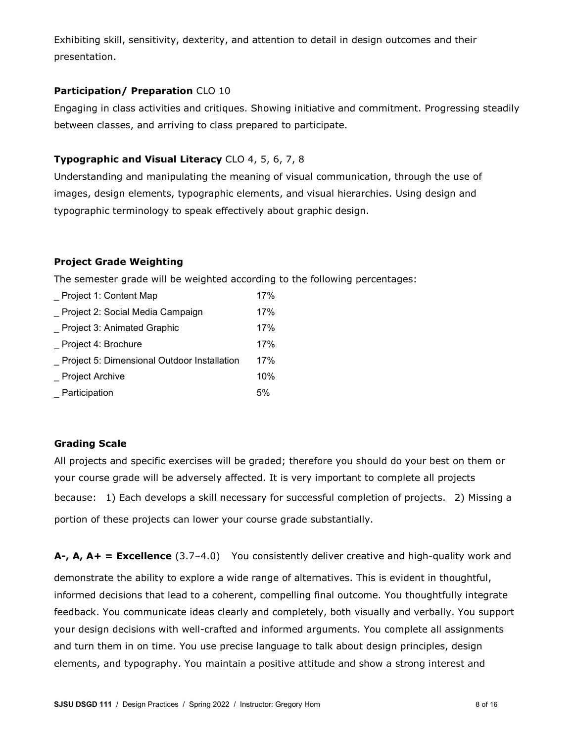Exhibiting skill, sensitivity, dexterity, and attention to detail in design outcomes and their presentation.

**Participation/ Preparation** CLO 10

Engaging in class activities and critiques. Showing initiative and commitment. Progressing steadily between classes, and arriving to class prepared to participate.

**Typographic and Visual Literacy** CLO 4, 5, 6, 7, 8

Understanding and manipulating the meaning of visual communication, through the use of images, design elements, typographic elements, and visual hierarchies. Using design and typographic terminology to speak effectively about graphic design.

**Project Grade Weighting**

The semester grade will be weighted according to the following percentages:

| | |
|---|---|
| _ Project 1: Content Map | 17% |
| _ Project 2: Social Media Campaign | 17% |
| _ Project 3: Animated Graphic | 17% |
| _ Project 4: Brochure | 17% |
| _ Project 5: Dimensional Outdoor Installation | 17% |
| _ Project Archive | 10% |
| _ Participation | 5% |

**Grading Scale**

All projects and specific exercises will be graded; therefore you should do your best on them or your course grade will be adversely affected. It is very important to complete all projects because: 1) Each develops a skill necessary for successful completion of projects. 2) Missing a portion of these projects can lower your course grade substantially.

**A-, A, A+ = Excellence** (3.7–4.0) You consistently deliver creative and high-quality work and demonstrate the ability to explore a wide range of alternatives. This is evident in thoughtful, informed decisions that lead to a coherent, compelling final outcome. You thoughtfully integrate feedback. You communicate ideas clearly and completely, both visually and verbally. You support your design decisions with well-crafted and informed arguments. You complete all assignments and turn them in on time. You use precise language to talk about design principles, design elements, and typography. You maintain a positive attitude and show a strong interest and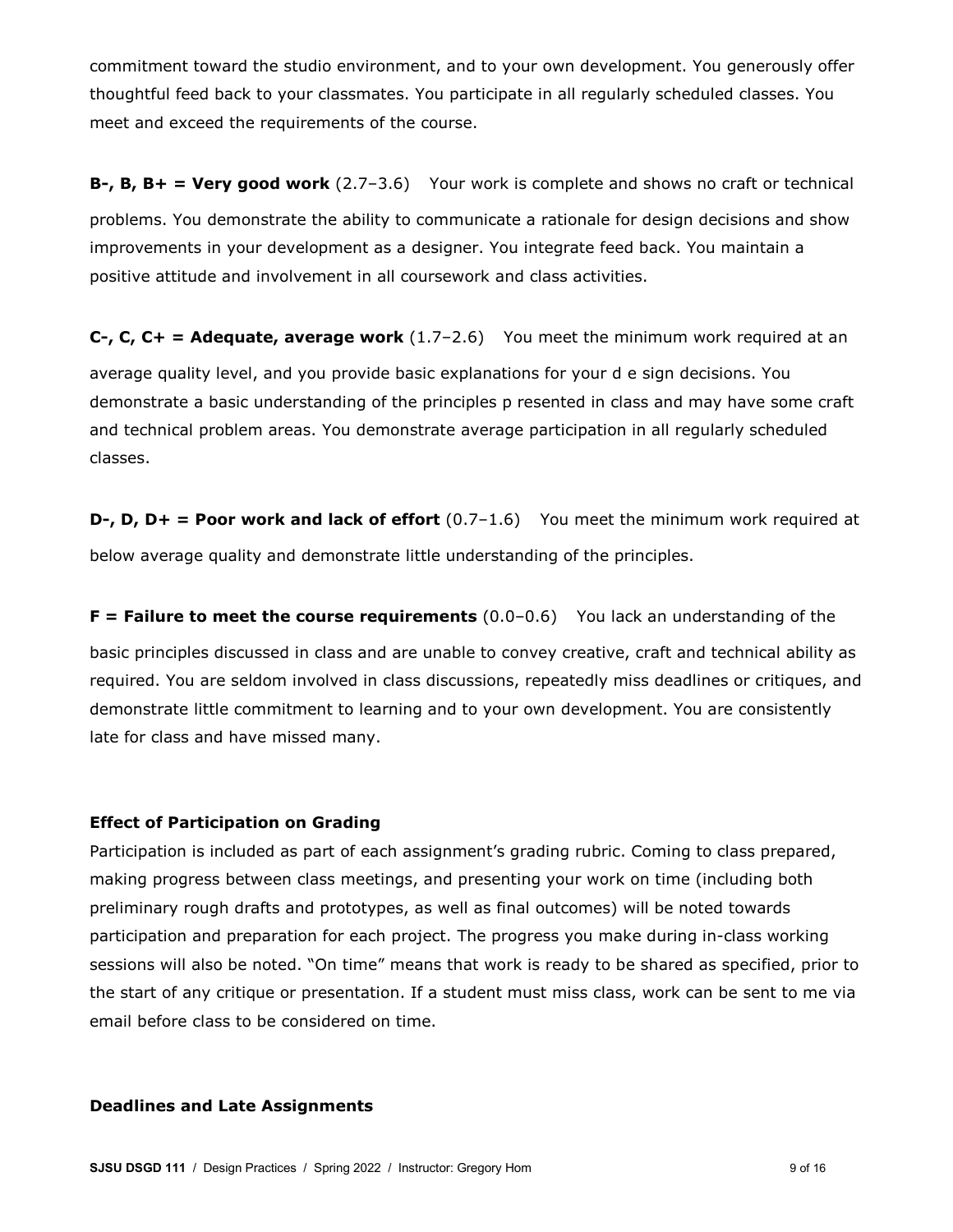commitment toward the studio environment, and to your own development. You generously offer thoughtful feed back to your classmates. You participate in all regularly scheduled classes. You meet and exceed the requirements of the course.

**B-, B, B+ = Very good work** (2.7–3.6) Your work is complete and shows no craft or technical problems. You demonstrate the ability to communicate a rationale for design decisions and show improvements in your development as a designer. You integrate feed back. You maintain a positive attitude and involvement in all coursework and class activities.

**C-, C, C+ = Adequate, average work** (1.7–2.6) You meet the minimum work required at an average quality level, and you provide basic explanations for your d e sign decisions. You demonstrate a basic understanding of the principles p resented in class and may have some craft and technical problem areas. You demonstrate average participation in all regularly scheduled classes.

**D-, D, D+ = Poor work and lack of effort** (0.7–1.6) You meet the minimum work required at below average quality and demonstrate little understanding of the principles.

**F = Failure to meet the course requirements** (0.0–0.6) You lack an understanding of the basic principles discussed in class and are unable to convey creative, craft and technical ability as required. You are seldom involved in class discussions, repeatedly miss deadlines or critiques, and demonstrate little commitment to learning and to your own development. You are consistently late for class and have missed many.

### Effect of Participation on Grading

Participation is included as part of each assignment's grading rubric. Coming to class prepared, making progress between class meetings, and presenting your work on time (including both preliminary rough drafts and prototypes, as well as final outcomes) will be noted towards participation and preparation for each project. The progress you make during in-class working sessions will also be noted. "On time" means that work is ready to be shared as specified, prior to the start of any critique or presentation. If a student must miss class, work can be sent to me via email before class to be considered on time.

### Deadlines and Late Assignments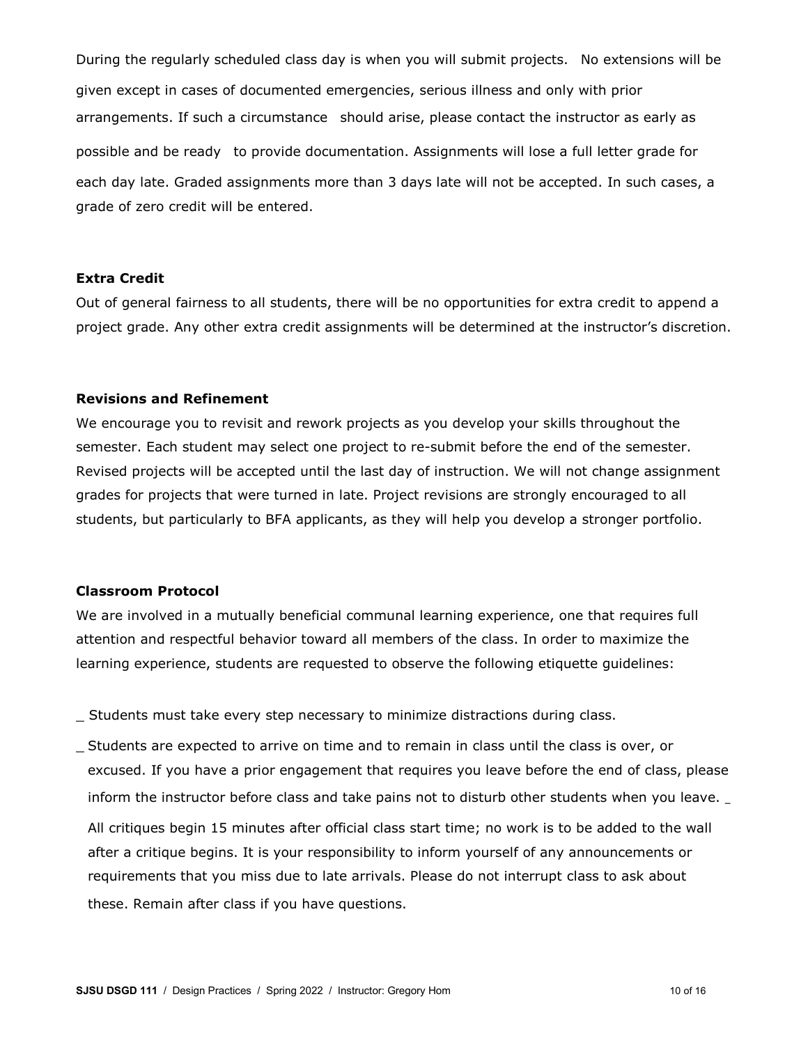During the regularly scheduled class day is when you will submit projects. No extensions will be given except in cases of documented emergencies, serious illness and only with prior arrangements. If such a circumstance should arise, please contact the instructor as early as possible and be ready to provide documentation. Assignments will lose a full letter grade for each day late. Graded assignments more than 3 days late will not be accepted. In such cases, a grade of zero credit will be entered.

**Extra Credit**

Out of general fairness to all students, there will be no opportunities for extra credit to append a project grade. Any other extra credit assignments will be determined at the instructor's discretion.

**Revisions and Refinement**

We encourage you to revisit and rework projects as you develop your skills throughout the semester. Each student may select one project to re-submit before the end of the semester. Revised projects will be accepted until the last day of instruction. We will not change assignment grades for projects that were turned in late. Project revisions are strongly encouraged to all students, but particularly to BFA applicants, as they will help you develop a stronger portfolio.

**Classroom Protocol**

We are involved in a mutually beneficial communal learning experience, one that requires full attention and respectful behavior toward all members of the class. In order to maximize the learning experience, students are requested to observe the following etiquette guidelines:

_ Students must take every step necessary to minimize distractions during class.

_ Students are expected to arrive on time and to remain in class until the class is over, or excused. If you have a prior engagement that requires you leave before the end of class, please inform the instructor before class and take pains not to disturb other students when you leave. _ All critiques begin 15 minutes after official class start time; no work is to be added to the wall after a critique begins. It is your responsibility to inform yourself of any announcements or requirements that you miss due to late arrivals. Please do not interrupt class to ask about these. Remain after class if you have questions.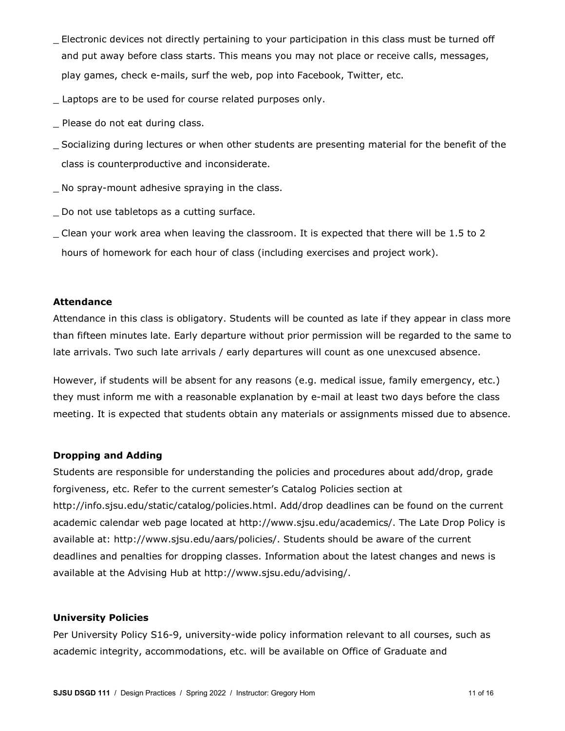_ Electronic devices not directly pertaining to your participation in this class must be turned off and put away before class starts. This means you may not place or receive calls, messages, play games, check e-mails, surf the web, pop into Facebook, Twitter, etc.

_ Laptops are to be used for course related purposes only.

_ Please do not eat during class.

_ Socializing during lectures or when other students are presenting material for the benefit of the class is counterproductive and inconsiderate.

_ No spray-mount adhesive spraying in the class.

_ Do not use tabletops as a cutting surface.

_ Clean your work area when leaving the classroom. It is expected that there will be 1.5 to 2 hours of homework for each hour of class (including exercises and project work).

**Attendance**

Attendance in this class is obligatory. Students will be counted as late if they appear in class more than fifteen minutes late. Early departure without prior permission will be regarded to the same to late arrivals. Two such late arrivals / early departures will count as one unexcused absence.

However, if students will be absent for any reasons (e.g. medical issue, family emergency, etc.) they must inform me with a reasonable explanation by e-mail at least two days before the class meeting. It is expected that students obtain any materials or assignments missed due to absence.

**Dropping and Adding**

Students are responsible for understanding the policies and procedures about add/drop, grade forgiveness, etc. Refer to the current semester's Catalog Policies section at http://info.sjsu.edu/static/catalog/policies.html. Add/drop deadlines can be found on the current academic calendar web page located at http://www.sjsu.edu/academics/. The Late Drop Policy is available at: http://www.sjsu.edu/aars/policies/. Students should be aware of the current deadlines and penalties for dropping classes. Information about the latest changes and news is available at the Advising Hub at http://www.sjsu.edu/advising/.

**University Policies**

Per University Policy S16-9, university-wide policy information relevant to all courses, such as academic integrity, accommodations, etc. will be available on Office of Graduate and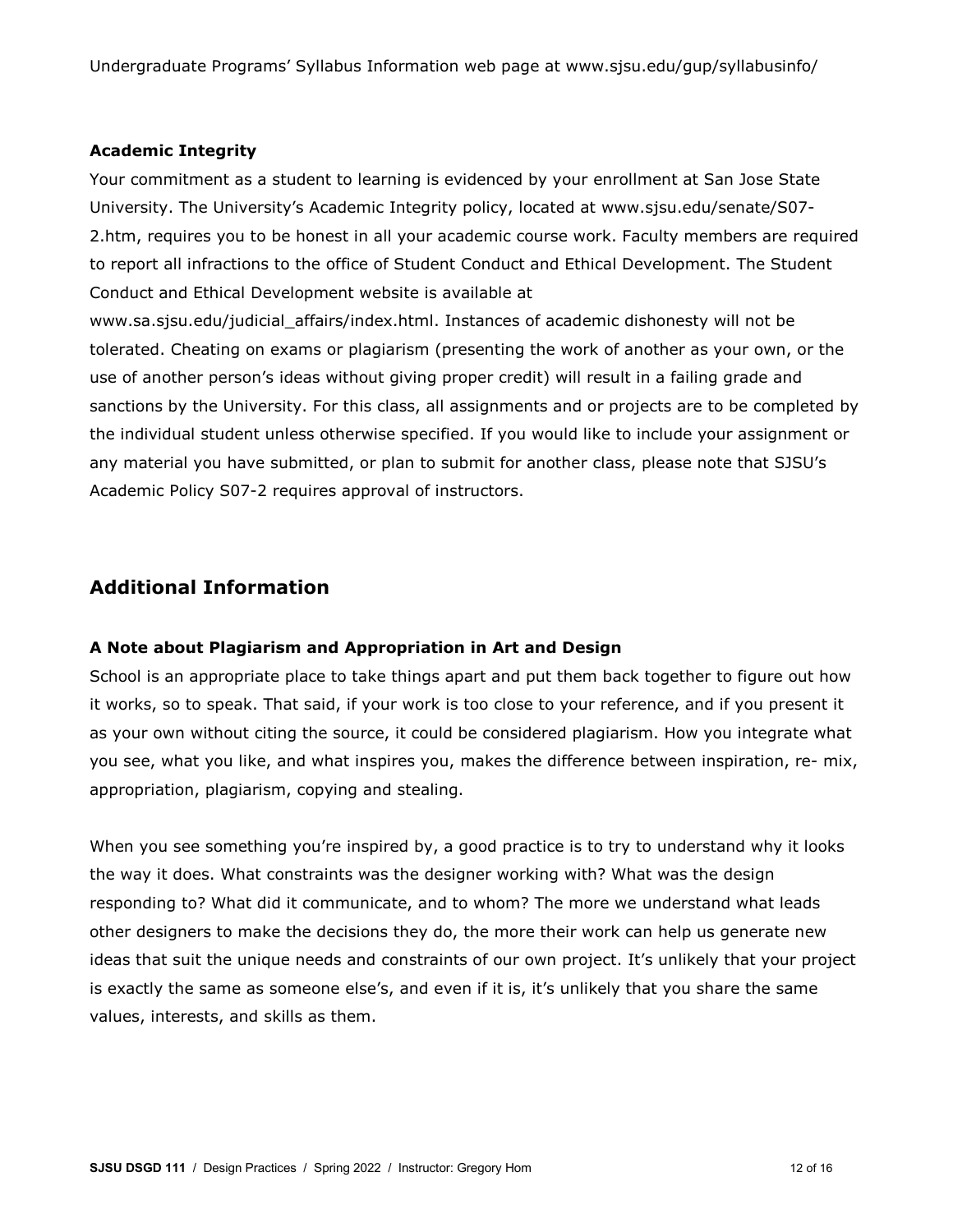Undergraduate Programs' Syllabus Information web page at www.sjsu.edu/gup/syllabusinfo/

### Academic Integrity

Your commitment as a student to learning is evidenced by your enrollment at San Jose State University. The University's Academic Integrity policy, located at www.sjsu.edu/senate/S07-2.htm, requires you to be honest in all your academic course work. Faculty members are required to report all infractions to the office of Student Conduct and Ethical Development. The Student Conduct and Ethical Development website is available at www.sa.sjsu.edu/judicial_affairs/index.html. Instances of academic dishonesty will not be tolerated. Cheating on exams or plagiarism (presenting the work of another as your own, or the use of another person's ideas without giving proper credit) will result in a failing grade and sanctions by the University. For this class, all assignments and or projects are to be completed by the individual student unless otherwise specified. If you would like to include your assignment or any material you have submitted, or plan to submit for another class, please note that SJSU's Academic Policy S07-2 requires approval of instructors.

## Additional Information

### A Note about Plagiarism and Appropriation in Art and Design

School is an appropriate place to take things apart and put them back together to figure out how it works, so to speak. That said, if your work is too close to your reference, and if you present it as your own without citing the source, it could be considered plagiarism. How you integrate what you see, what you like, and what inspires you, makes the difference between inspiration, re- mix, appropriation, plagiarism, copying and stealing.

When you see something you're inspired by, a good practice is to try to understand why it looks the way it does. What constraints was the designer working with? What was the design responding to? What did it communicate, and to whom? The more we understand what leads other designers to make the decisions they do, the more their work can help us generate new ideas that suit the unique needs and constraints of our own project. It's unlikely that your project is exactly the same as someone else's, and even if it is, it's unlikely that you share the same values, interests, and skills as them.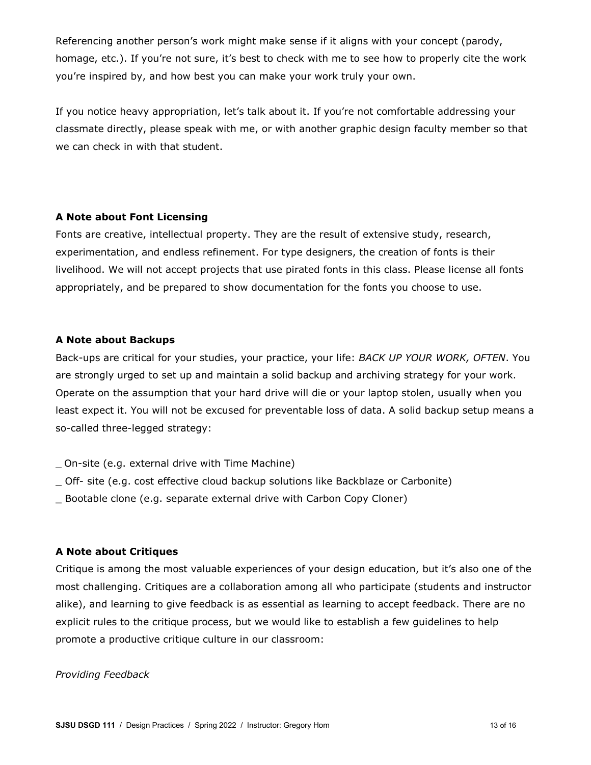Referencing another person's work might make sense if it aligns with your concept (parody, homage, etc.). If you're not sure, it's best to check with me to see how to properly cite the work you're inspired by, and how best you can make your work truly your own.

If you notice heavy appropriation, let's talk about it. If you're not comfortable addressing your classmate directly, please speak with me, or with another graphic design faculty member so that we can check in with that student.

**A Note about Font Licensing**

Fonts are creative, intellectual property. They are the result of extensive study, research, experimentation, and endless refinement. For type designers, the creation of fonts is their livelihood. We will not accept projects that use pirated fonts in this class. Please license all fonts appropriately, and be prepared to show documentation for the fonts you choose to use.

**A Note about Backups**

Back-ups are critical for your studies, your practice, your life: *BACK UP YOUR WORK, OFTEN*. You are strongly urged to set up and maintain a solid backup and archiving strategy for your work. Operate on the assumption that your hard drive will die or your laptop stolen, usually when you least expect it. You will not be excused for preventable loss of data. A solid backup setup means a so-called three-legged strategy:

_ On-site (e.g. external drive with Time Machine)
_ Off- site (e.g. cost effective cloud backup solutions like Backblaze or Carbonite)
_ Bootable clone (e.g. separate external drive with Carbon Copy Cloner)

**A Note about Critiques**

Critique is among the most valuable experiences of your design education, but it's also one of the most challenging. Critiques are a collaboration among all who participate (students and instructor alike), and learning to give feedback is as essential as learning to accept feedback. There are no explicit rules to the critique process, but we would like to establish a few guidelines to help promote a productive critique culture in our classroom:

*Providing Feedback*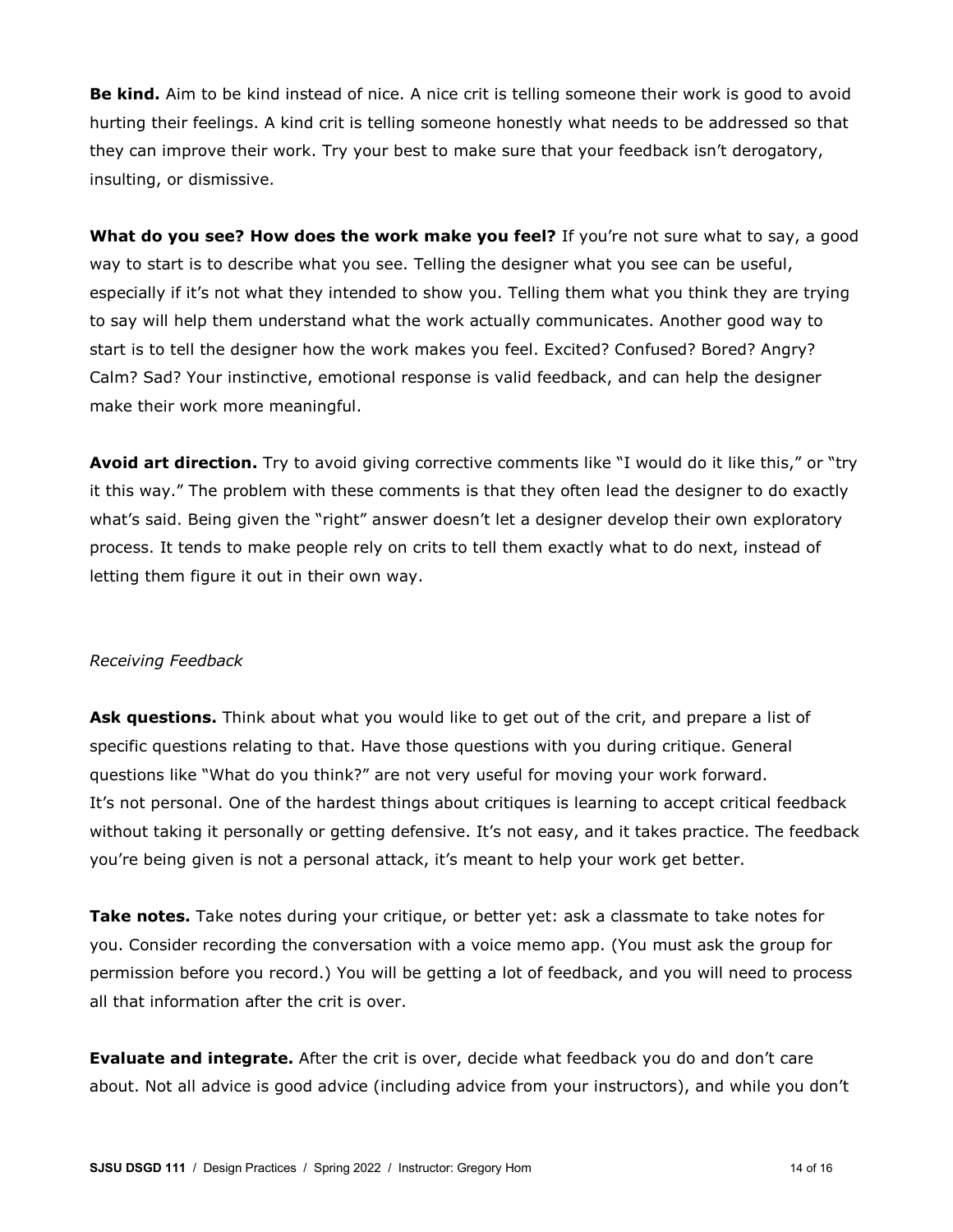**Be kind.** Aim to be kind instead of nice. A nice crit is telling someone their work is good to avoid hurting their feelings. A kind crit is telling someone honestly what needs to be addressed so that they can improve their work. Try your best to make sure that your feedback isn't derogatory, insulting, or dismissive.

**What do you see? How does the work make you feel?** If you're not sure what to say, a good way to start is to describe what you see. Telling the designer what you see can be useful, especially if it's not what they intended to show you. Telling them what you think they are trying to say will help them understand what the work actually communicates. Another good way to start is to tell the designer how the work makes you feel. Excited? Confused? Bored? Angry? Calm? Sad? Your instinctive, emotional response is valid feedback, and can help the designer make their work more meaningful.

**Avoid art direction.** Try to avoid giving corrective comments like "I would do it like this," or "try it this way." The problem with these comments is that they often lead the designer to do exactly what's said. Being given the "right" answer doesn't let a designer develop their own exploratory process. It tends to make people rely on crits to tell them exactly what to do next, instead of letting them figure it out in their own way.

*Receiving Feedback*

**Ask questions.** Think about what you would like to get out of the crit, and prepare a list of specific questions relating to that. Have those questions with you during critique. General questions like "What do you think?" are not very useful for moving your work forward.
It's not personal. One of the hardest things about critiques is learning to accept critical feedback without taking it personally or getting defensive. It's not easy, and it takes practice. The feedback you're being given is not a personal attack, it's meant to help your work get better.

**Take notes.** Take notes during your critique, or better yet: ask a classmate to take notes for you. Consider recording the conversation with a voice memo app. (You must ask the group for permission before you record.) You will be getting a lot of feedback, and you will need to process all that information after the crit is over.

**Evaluate and integrate.** After the crit is over, decide what feedback you do and don't care about. Not all advice is good advice (including advice from your instructors), and while you don't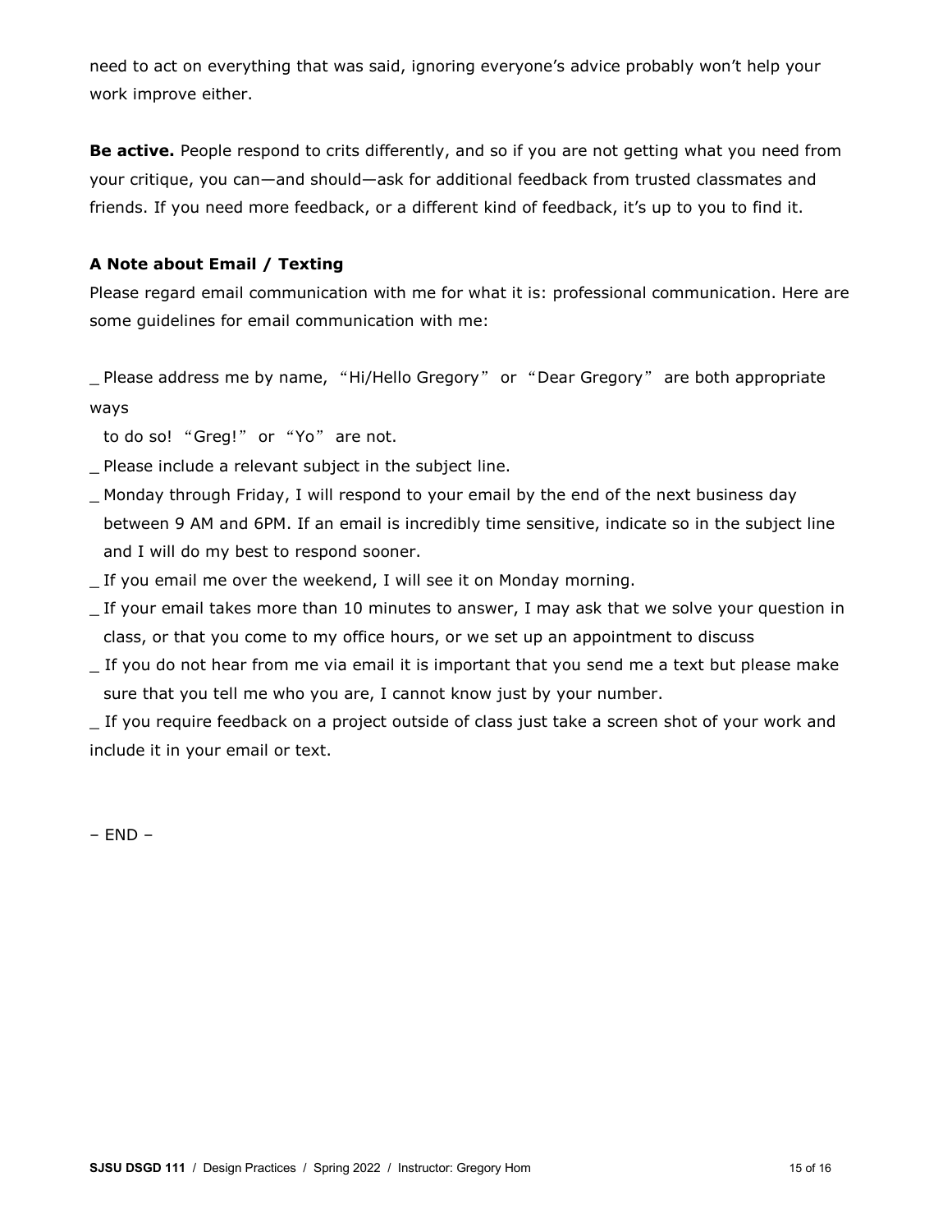need to act on everything that was said, ignoring everyone's advice probably won't help your work improve either.

**Be active.** People respond to crits differently, and so if you are not getting what you need from your critique, you can—and should—ask for additional feedback from trusted classmates and friends. If you need more feedback, or a different kind of feedback, it's up to you to find it.

**A Note about Email / Texting**

Please regard email communication with me for what it is: professional communication. Here are some guidelines for email communication with me:

_ Please address me by name, "Hi/Hello Gregory" or "Dear Gregory" are both appropriate ways to do so! "Greg!" or "Yo" are not.

_ Please include a relevant subject in the subject line.

_ Monday through Friday, I will respond to your email by the end of the next business day between 9 AM and 6PM. If an email is incredibly time sensitive, indicate so in the subject line and I will do my best to respond sooner.

_ If you email me over the weekend, I will see it on Monday morning.

_ If your email takes more than 10 minutes to answer, I may ask that we solve your question in class, or that you come to my office hours, or we set up an appointment to discuss

_ If you do not hear from me via email it is important that you send me a text but please make sure that you tell me who you are, I cannot know just by your number.

_ If you require feedback on a project outside of class just take a screen shot of your work and include it in your email or text.

– END –